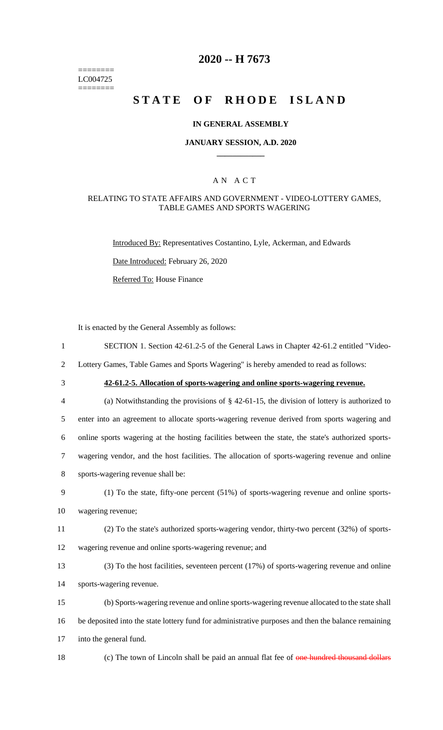========
LC004725
========

# 2020 -- H 7673

# STATE OF RHODE ISLAND

## IN GENERAL ASSEMBLY

### JANUARY SESSION, A.D. 2020

## A N A C T

### RELATING TO STATE AFFAIRS AND GOVERNMENT - VIDEO-LOTTERY GAMES, TABLE GAMES AND SPORTS WAGERING

Introduced By: Representatives Costantino, Lyle, Ackerman, and Edwards

Date Introduced: February 26, 2020

Referred To: House Finance

It is enacted by the General Assembly as follows:

1 SECTION 1. Section 42-61.2-5 of the General Laws in Chapter 42-61.2 entitled "Video-
2 Lottery Games, Table Games and Sports Wagering" is hereby amended to read as follows:

3 **42-61.2-5. Allocation of sports-wagering and online sports-wagering revenue.**

4 (a) Notwithstanding the provisions of § 42-61-15, the division of lottery is authorized to
5 enter into an agreement to allocate sports-wagering revenue derived from sports wagering and
6 online sports wagering at the hosting facilities between the state, the state's authorized sports-
7 wagering vendor, and the host facilities. The allocation of sports-wagering revenue and online
8 sports-wagering revenue shall be:

9 (1) To the state, fifty-one percent (51%) of sports-wagering revenue and online sports-
10 wagering revenue;

11 (2) To the state's authorized sports-wagering vendor, thirty-two percent (32%) of sports-
12 wagering revenue and online sports-wagering revenue; and

13 (3) To the host facilities, seventeen percent (17%) of sports-wagering revenue and online
14 sports-wagering revenue.

15 (b) Sports-wagering revenue and online sports-wagering revenue allocated to the state shall
16 be deposited into the state lottery fund for administrative purposes and then the balance remaining
17 into the general fund.

18 (c) The town of Lincoln shall be paid an annual flat fee of ~~one hundred thousand dollars~~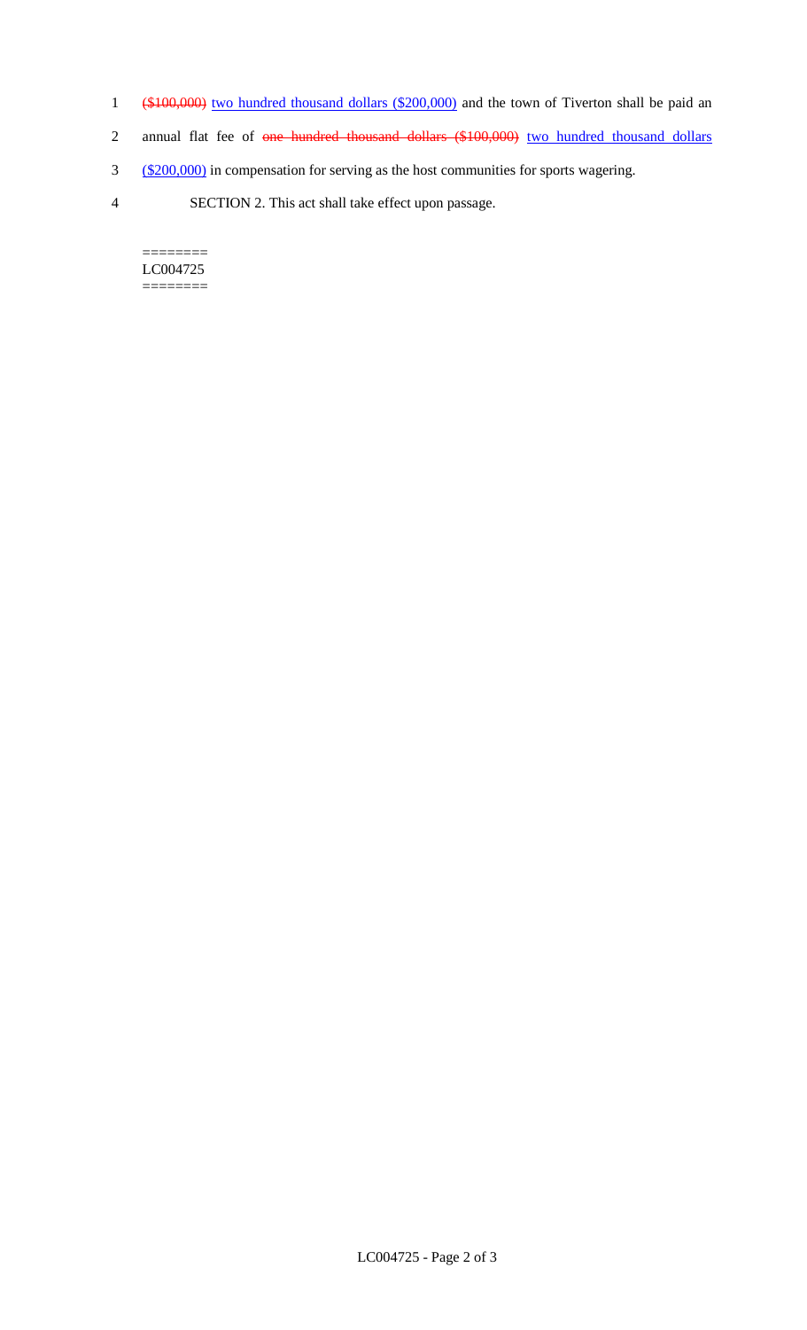~~($100,000)~~ <u>two hundred thousand dollars ($200,000)</u> and the town of Tiverton shall be paid an annual flat fee of ~~one hundred thousand dollars ($100,000)~~ <u>two hundred thousand dollars ($200,000)</u> in compensation for serving as the host communities for sports wagering.

SECTION 2. This act shall take effect upon passage.

========
LC004725
========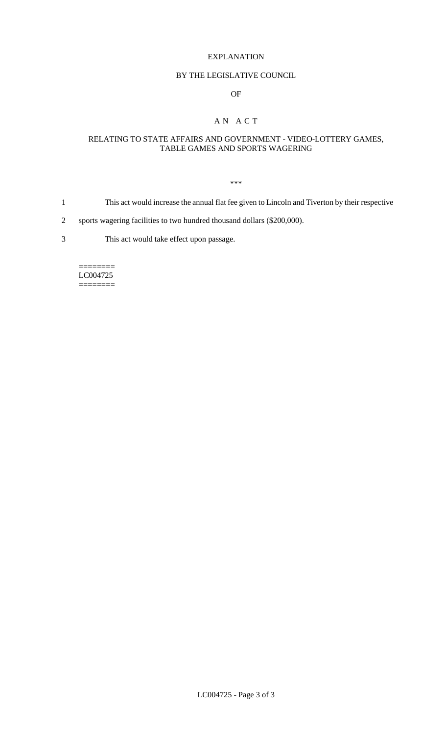EXPLANATION

BY THE LEGISLATIVE COUNCIL

OF

A N A C T

RELATING TO STATE AFFAIRS AND GOVERNMENT - VIDEO-LOTTERY GAMES, TABLE GAMES AND SPORTS WAGERING

\*\*\*

This act would increase the annual flat fee given to Lincoln and Tiverton by their respective sports wagering facilities to two hundred thousand dollars ($200,000).

This act would take effect upon passage.

========
LC004725
========